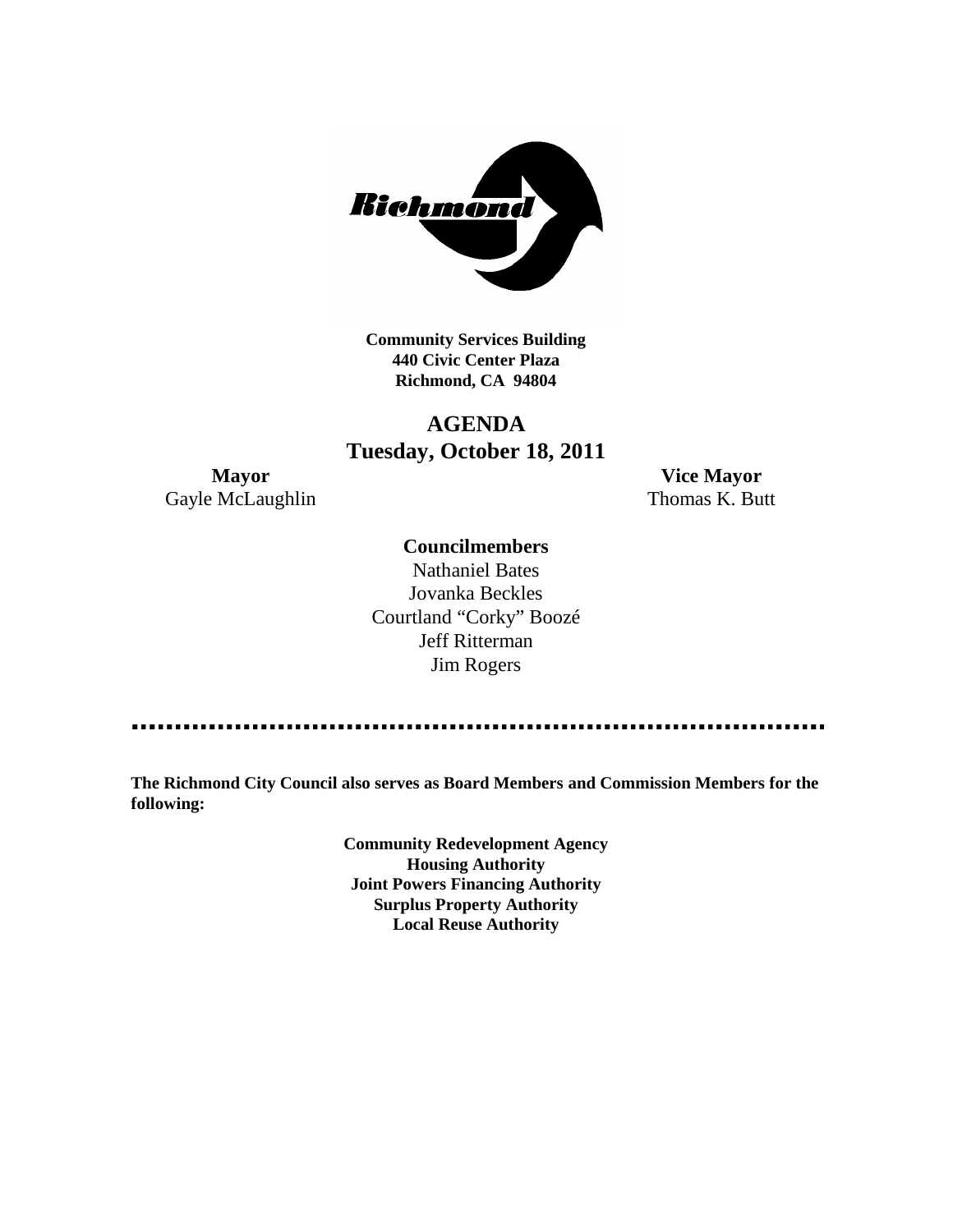**Community Services Building**
**440 Civic Center Plaza**
**Richmond, CA 94804**

# AGENDA
## Tuesday, October 18, 2011

**Mayor**
Gayle McLaughlin

**Vice Mayor**
Thomas K. Butt

**Councilmembers**

Nathaniel Bates
Jovanka Beckles
Courtland "Corky" Boozé
Jeff Ritterman
Jim Rogers

**The Richmond City Council also serves as Board Members and Commission Members for the following:**

**Community Redevelopment Agency**
**Housing Authority**
**Joint Powers Financing Authority**
**Surplus Property Authority**
**Local Reuse Authority**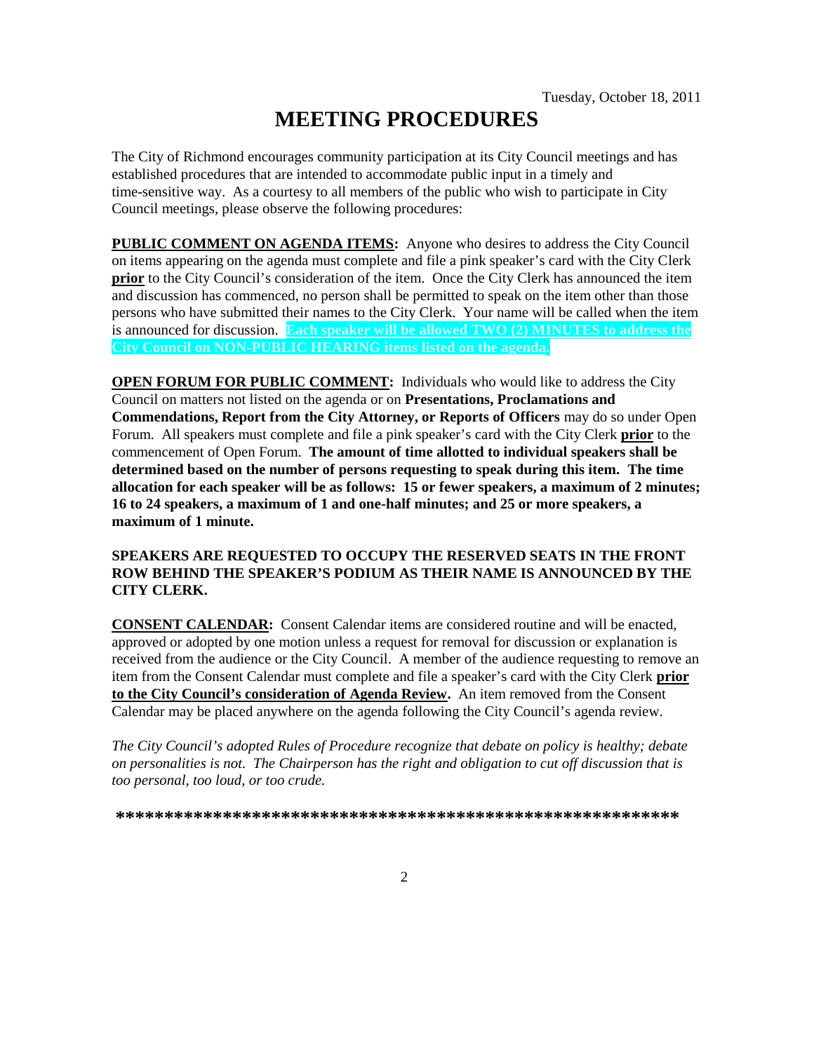Tuesday, October 18, 2011

# MEETING PROCEDURES

The City of Richmond encourages community participation at its City Council meetings and has established procedures that are intended to accommodate public input in a timely and time-sensitive way. As a courtesy to all members of the public who wish to participate in City Council meetings, please observe the following procedures:

**PUBLIC COMMENT ON AGENDA ITEMS:** Anyone who desires to address the City Council on items appearing on the agenda must complete and file a pink speaker's card with the City Clerk **prior** to the City Council's consideration of the item. Once the City Clerk has announced the item and discussion has commenced, no person shall be permitted to speak on the item other than those persons who have submitted their names to the City Clerk. Your name will be called when the item is announced for discussion. **Each speaker will be allowed TWO (2) MINUTES to address the City Council on NON-PUBLIC HEARING items listed on the agenda.**

**OPEN FORUM FOR PUBLIC COMMENT:** Individuals who would like to address the City Council on matters not listed on the agenda or on **Presentations, Proclamations and Commendations, Report from the City Attorney, or Reports of Officers** may do so under Open Forum. All speakers must complete and file a pink speaker's card with the City Clerk **prior** to the commencement of Open Forum. **The amount of time allotted to individual speakers shall be determined based on the number of persons requesting to speak during this item. The time allocation for each speaker will be as follows: 15 or fewer speakers, a maximum of 2 minutes; 16 to 24 speakers, a maximum of 1 and one-half minutes; and 25 or more speakers, a maximum of 1 minute.**

**SPEAKERS ARE REQUESTED TO OCCUPY THE RESERVED SEATS IN THE FRONT ROW BEHIND THE SPEAKER'S PODIUM AS THEIR NAME IS ANNOUNCED BY THE CITY CLERK.**

**CONSENT CALENDAR:** Consent Calendar items are considered routine and will be enacted, approved or adopted by one motion unless a request for removal for discussion or explanation is received from the audience or the City Council. A member of the audience requesting to remove an item from the Consent Calendar must complete and file a speaker's card with the City Clerk **prior to the City Council's consideration of Agenda Review.** An item removed from the Consent Calendar may be placed anywhere on the agenda following the City Council's agenda review.

*The City Council's adopted Rules of Procedure recognize that debate on policy is healthy; debate on personalities is not. The Chairperson has the right and obligation to cut off discussion that is too personal, too loud, or too crude.*

***********************************************************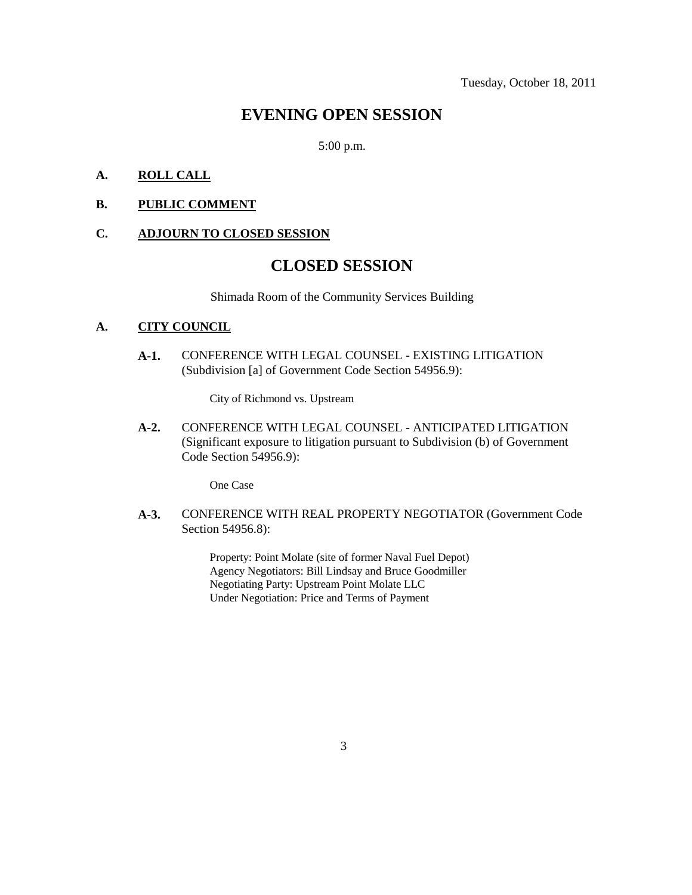Tuesday, October 18, 2011

# EVENING OPEN SESSION

5:00 p.m.

**A. ROLL CALL**

**B. PUBLIC COMMENT**

**C. ADJOURN TO CLOSED SESSION**

# CLOSED SESSION

Shimada Room of the Community Services Building

**A. CITY COUNCIL**

**A-1.** CONFERENCE WITH LEGAL COUNSEL - EXISTING LITIGATION (Subdivision [a] of Government Code Section 54956.9):

City of Richmond vs. Upstream

**A-2.** CONFERENCE WITH LEGAL COUNSEL - ANTICIPATED LITIGATION (Significant exposure to litigation pursuant to Subdivision (b) of Government Code Section 54956.9):

One Case

**A-3.** CONFERENCE WITH REAL PROPERTY NEGOTIATOR (Government Code Section 54956.8):

Property: Point Molate (site of former Naval Fuel Depot)
Agency Negotiators: Bill Lindsay and Bruce Goodmiller
Negotiating Party: Upstream Point Molate LLC
Under Negotiation: Price and Terms of Payment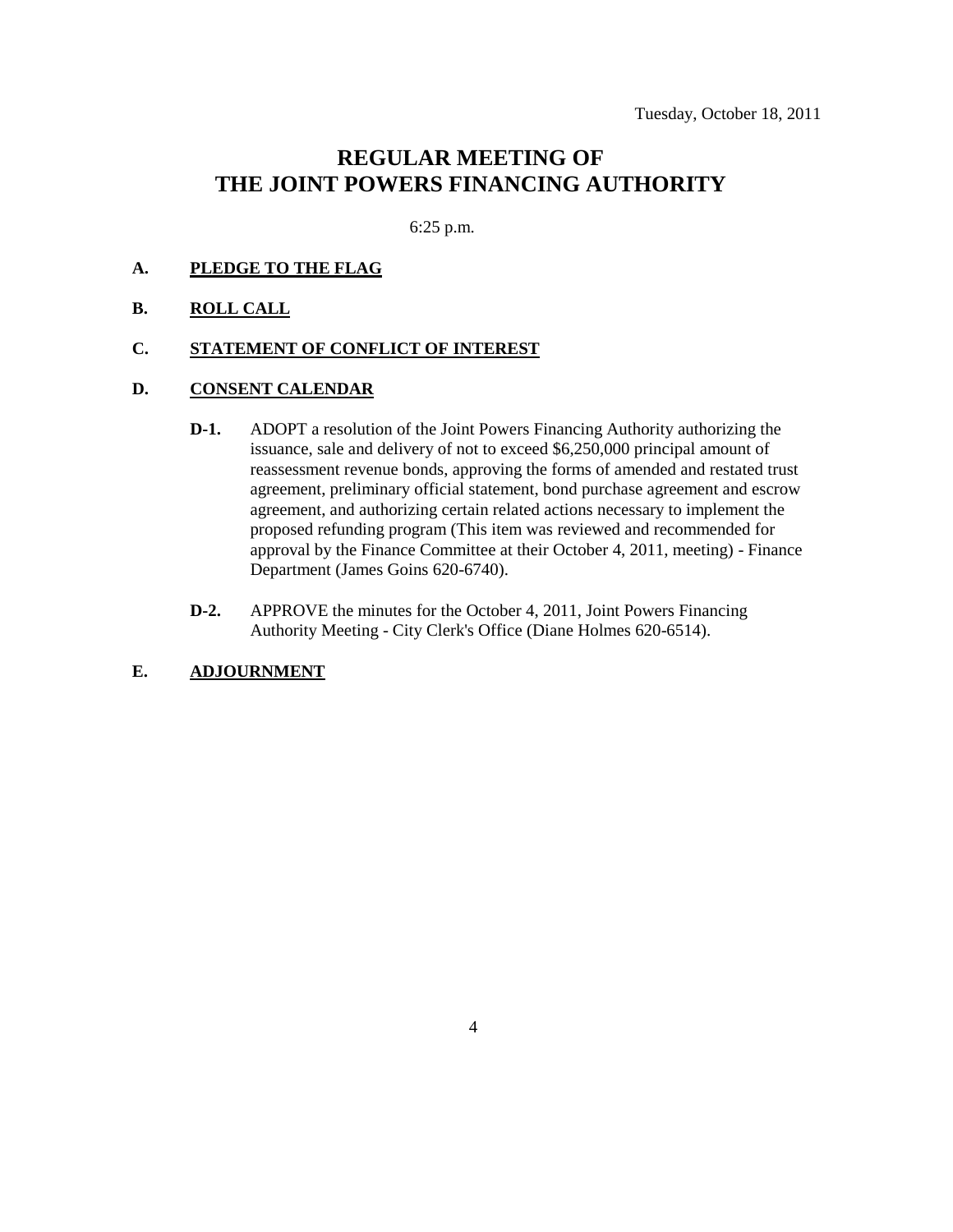Tuesday, October 18, 2011

# REGULAR MEETING OF THE JOINT POWERS FINANCING AUTHORITY

6:25 p.m.

**A. PLEDGE TO THE FLAG**

**B. ROLL CALL**

**C. STATEMENT OF CONFLICT OF INTEREST**

**D. CONSENT CALENDAR**

**D-1.** ADOPT a resolution of the Joint Powers Financing Authority authorizing the issuance, sale and delivery of not to exceed $6,250,000 principal amount of reassessment revenue bonds, approving the forms of amended and restated trust agreement, preliminary official statement, bond purchase agreement and escrow agreement, and authorizing certain related actions necessary to implement the proposed refunding program (This item was reviewed and recommended for approval by the Finance Committee at their October 4, 2011, meeting) - Finance Department (James Goins 620-6740).

**D-2.** APPROVE the minutes for the October 4, 2011, Joint Powers Financing Authority Meeting - City Clerk's Office (Diane Holmes 620-6514).

**E. ADJOURNMENT**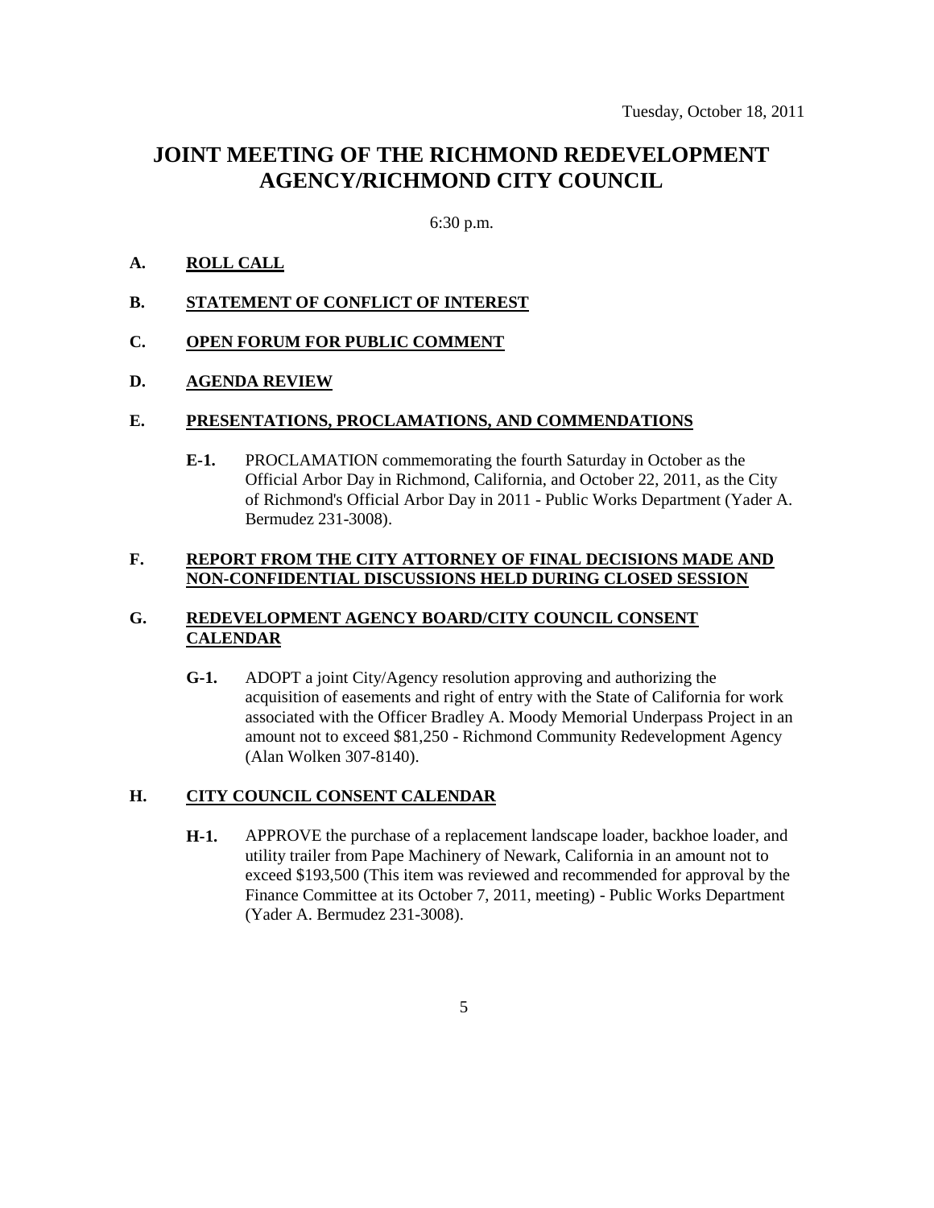Tuesday, October 18, 2011

# JOINT MEETING OF THE RICHMOND REDEVELOPMENT AGENCY/RICHMOND CITY COUNCIL

6:30 p.m.

**A. ROLL CALL**

**B. STATEMENT OF CONFLICT OF INTEREST**

**C. OPEN FORUM FOR PUBLIC COMMENT**

**D. AGENDA REVIEW**

**E. PRESENTATIONS, PROCLAMATIONS, AND COMMENDATIONS**

**E-1.** PROCLAMATION commemorating the fourth Saturday in October as the Official Arbor Day in Richmond, California, and October 22, 2011, as the City of Richmond's Official Arbor Day in 2011 - Public Works Department (Yader A. Bermudez 231-3008).

**F. REPORT FROM THE CITY ATTORNEY OF FINAL DECISIONS MADE AND NON-CONFIDENTIAL DISCUSSIONS HELD DURING CLOSED SESSION**

**G. REDEVELOPMENT AGENCY BOARD/CITY COUNCIL CONSENT CALENDAR**

**G-1.** ADOPT a joint City/Agency resolution approving and authorizing the acquisition of easements and right of entry with the State of California for work associated with the Officer Bradley A. Moody Memorial Underpass Project in an amount not to exceed $81,250 - Richmond Community Redevelopment Agency (Alan Wolken 307-8140).

**H. CITY COUNCIL CONSENT CALENDAR**

**H-1.** APPROVE the purchase of a replacement landscape loader, backhoe loader, and utility trailer from Pape Machinery of Newark, California in an amount not to exceed $193,500 (This item was reviewed and recommended for approval by the Finance Committee at its October 7, 2011, meeting) - Public Works Department (Yader A. Bermudez 231-3008).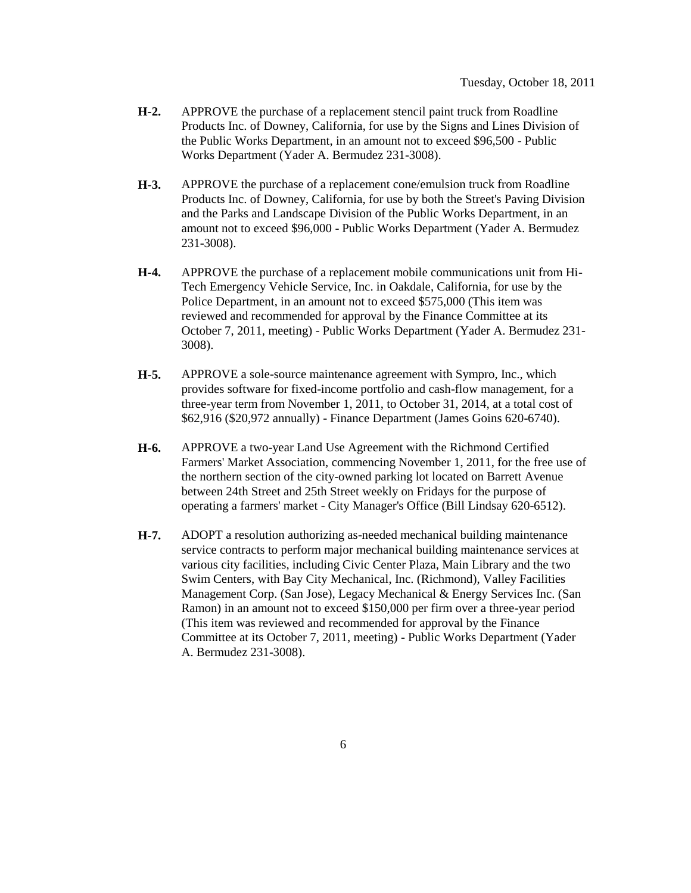**H-2.** APPROVE the purchase of a replacement stencil paint truck from Roadline Products Inc. of Downey, California, for use by the Signs and Lines Division of the Public Works Department, in an amount not to exceed $96,500 - Public Works Department (Yader A. Bermudez 231-3008).

**H-3.** APPROVE the purchase of a replacement cone/emulsion truck from Roadline Products Inc. of Downey, California, for use by both the Street's Paving Division and the Parks and Landscape Division of the Public Works Department, in an amount not to exceed $96,000 - Public Works Department (Yader A. Bermudez 231-3008).

**H-4.** APPROVE the purchase of a replacement mobile communications unit from Hi-Tech Emergency Vehicle Service, Inc. in Oakdale, California, for use by the Police Department, in an amount not to exceed $575,000 (This item was reviewed and recommended for approval by the Finance Committee at its October 7, 2011, meeting) - Public Works Department (Yader A. Bermudez 231-3008).

**H-5.** APPROVE a sole-source maintenance agreement with Sympro, Inc., which provides software for fixed-income portfolio and cash-flow management, for a three-year term from November 1, 2011, to October 31, 2014, at a total cost of $62,916 ($20,972 annually) - Finance Department (James Goins 620-6740).

**H-6.** APPROVE a two-year Land Use Agreement with the Richmond Certified Farmers' Market Association, commencing November 1, 2011, for the free use of the northern section of the city-owned parking lot located on Barrett Avenue between 24th Street and 25th Street weekly on Fridays for the purpose of operating a farmers' market - City Manager's Office (Bill Lindsay 620-6512).

**H-7.** ADOPT a resolution authorizing as-needed mechanical building maintenance service contracts to perform major mechanical building maintenance services at various city facilities, including Civic Center Plaza, Main Library and the two Swim Centers, with Bay City Mechanical, Inc. (Richmond), Valley Facilities Management Corp. (San Jose), Legacy Mechanical & Energy Services Inc. (San Ramon) in an amount not to exceed $150,000 per firm over a three-year period (This item was reviewed and recommended for approval by the Finance Committee at its October 7, 2011, meeting) - Public Works Department (Yader A. Bermudez 231-3008).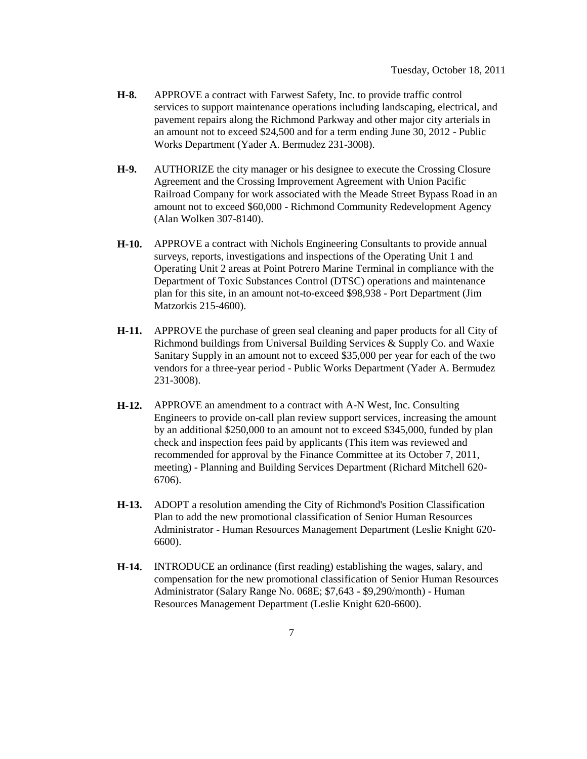**H-8.** APPROVE a contract with Farwest Safety, Inc. to provide traffic control services to support maintenance operations including landscaping, electrical, and pavement repairs along the Richmond Parkway and other major city arterials in an amount not to exceed $24,500 and for a term ending June 30, 2012 - Public Works Department (Yader A. Bermudez 231-3008).

**H-9.** AUTHORIZE the city manager or his designee to execute the Crossing Closure Agreement and the Crossing Improvement Agreement with Union Pacific Railroad Company for work associated with the Meade Street Bypass Road in an amount not to exceed $60,000 - Richmond Community Redevelopment Agency (Alan Wolken 307-8140).

**H-10.** APPROVE a contract with Nichols Engineering Consultants to provide annual surveys, reports, investigations and inspections of the Operating Unit 1 and Operating Unit 2 areas at Point Potrero Marine Terminal in compliance with the Department of Toxic Substances Control (DTSC) operations and maintenance plan for this site, in an amount not-to-exceed $98,938 - Port Department (Jim Matzorkis 215-4600).

**H-11.** APPROVE the purchase of green seal cleaning and paper products for all City of Richmond buildings from Universal Building Services & Supply Co. and Waxie Sanitary Supply in an amount not to exceed $35,000 per year for each of the two vendors for a three-year period - Public Works Department (Yader A. Bermudez 231-3008).

**H-12.** APPROVE an amendment to a contract with A-N West, Inc. Consulting Engineers to provide on-call plan review support services, increasing the amount by an additional $250,000 to an amount not to exceed $345,000, funded by plan check and inspection fees paid by applicants (This item was reviewed and recommended for approval by the Finance Committee at its October 7, 2011, meeting) - Planning and Building Services Department (Richard Mitchell 620-6706).

**H-13.** ADOPT a resolution amending the City of Richmond's Position Classification Plan to add the new promotional classification of Senior Human Resources Administrator - Human Resources Management Department (Leslie Knight 620-6600).

**H-14.** INTRODUCE an ordinance (first reading) establishing the wages, salary, and compensation for the new promotional classification of Senior Human Resources Administrator (Salary Range No. 068E; $7,643 - $9,290/month) - Human Resources Management Department (Leslie Knight 620-6600).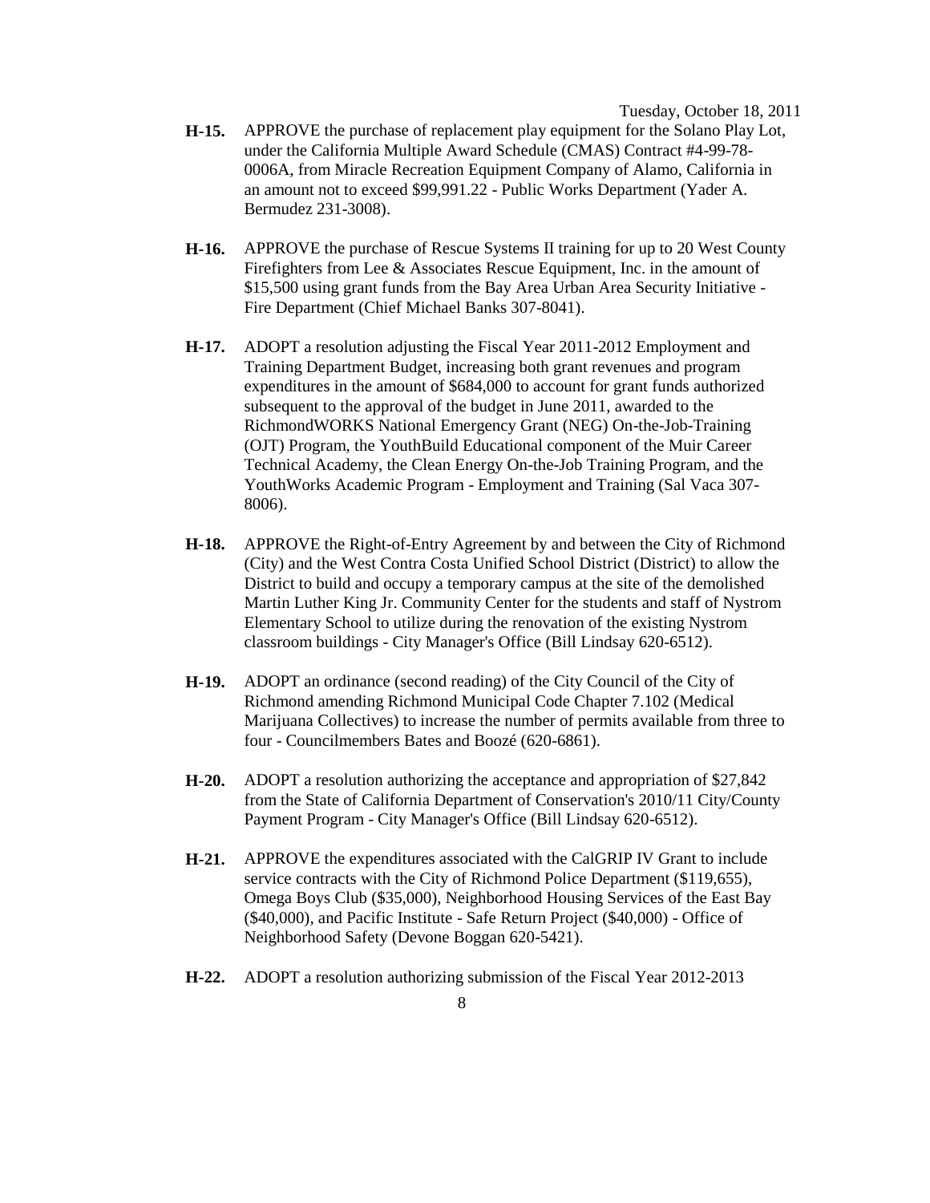**H-15.** APPROVE the purchase of replacement play equipment for the Solano Play Lot, under the California Multiple Award Schedule (CMAS) Contract #4-99-78-0006A, from Miracle Recreation Equipment Company of Alamo, California in an amount not to exceed $99,991.22 - Public Works Department (Yader A. Bermudez 231-3008).

**H-16.** APPROVE the purchase of Rescue Systems II training for up to 20 West County Firefighters from Lee & Associates Rescue Equipment, Inc. in the amount of $15,500 using grant funds from the Bay Area Urban Area Security Initiative - Fire Department (Chief Michael Banks 307-8041).

**H-17.** ADOPT a resolution adjusting the Fiscal Year 2011-2012 Employment and Training Department Budget, increasing both grant revenues and program expenditures in the amount of $684,000 to account for grant funds authorized subsequent to the approval of the budget in June 2011, awarded to the RichmondWORKS National Emergency Grant (NEG) On-the-Job-Training (OJT) Program, the YouthBuild Educational component of the Muir Career Technical Academy, the Clean Energy On-the-Job Training Program, and the YouthWorks Academic Program - Employment and Training (Sal Vaca 307-8006).

**H-18.** APPROVE the Right-of-Entry Agreement by and between the City of Richmond (City) and the West Contra Costa Unified School District (District) to allow the District to build and occupy a temporary campus at the site of the demolished Martin Luther King Jr. Community Center for the students and staff of Nystrom Elementary School to utilize during the renovation of the existing Nystrom classroom buildings - City Manager's Office (Bill Lindsay 620-6512).

**H-19.** ADOPT an ordinance (second reading) of the City Council of the City of Richmond amending Richmond Municipal Code Chapter 7.102 (Medical Marijuana Collectives) to increase the number of permits available from three to four - Councilmembers Bates and Boozé (620-6861).

**H-20.** ADOPT a resolution authorizing the acceptance and appropriation of $27,842 from the State of California Department of Conservation's 2010/11 City/County Payment Program - City Manager's Office (Bill Lindsay 620-6512).

**H-21.** APPROVE the expenditures associated with the CalGRIP IV Grant to include service contracts with the City of Richmond Police Department ($119,655), Omega Boys Club ($35,000), Neighborhood Housing Services of the East Bay ($40,000), and Pacific Institute - Safe Return Project ($40,000) - Office of Neighborhood Safety (Devone Boggan 620-5421).

**H-22.** ADOPT a resolution authorizing submission of the Fiscal Year 2012-2013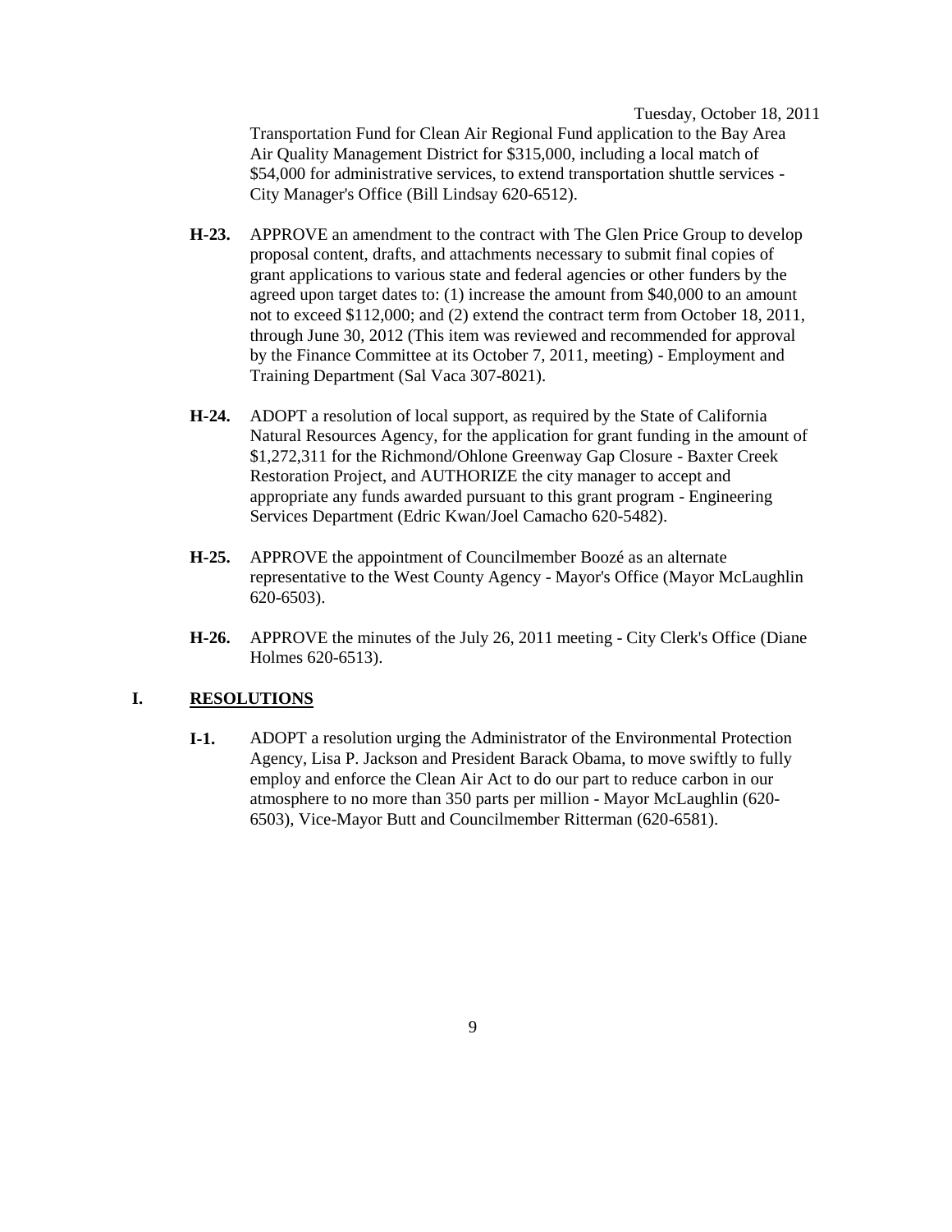Transportation Fund for Clean Air Regional Fund application to the Bay Area Air Quality Management District for $315,000, including a local match of $54,000 for administrative services, to extend transportation shuttle services - City Manager's Office (Bill Lindsay 620-6512).

**H-23.** APPROVE an amendment to the contract with The Glen Price Group to develop proposal content, drafts, and attachments necessary to submit final copies of grant applications to various state and federal agencies or other funders by the agreed upon target dates to: (1) increase the amount from $40,000 to an amount not to exceed $112,000; and (2) extend the contract term from October 18, 2011, through June 30, 2012 (This item was reviewed and recommended for approval by the Finance Committee at its October 7, 2011, meeting) - Employment and Training Department (Sal Vaca 307-8021).

**H-24.** ADOPT a resolution of local support, as required by the State of California Natural Resources Agency, for the application for grant funding in the amount of $1,272,311 for the Richmond/Ohlone Greenway Gap Closure - Baxter Creek Restoration Project, and AUTHORIZE the city manager to accept and appropriate any funds awarded pursuant to this grant program - Engineering Services Department (Edric Kwan/Joel Camacho 620-5482).

**H-25.** APPROVE the appointment of Councilmember Boozé as an alternate representative to the West County Agency - Mayor's Office (Mayor McLaughlin 620-6503).

**H-26.** APPROVE the minutes of the July 26, 2011 meeting - City Clerk's Office (Diane Holmes 620-6513).

## I. RESOLUTIONS

**I-1.** ADOPT a resolution urging the Administrator of the Environmental Protection Agency, Lisa P. Jackson and President Barack Obama, to move swiftly to fully employ and enforce the Clean Air Act to do our part to reduce carbon in our atmosphere to no more than 350 parts per million - Mayor McLaughlin (620-6503), Vice-Mayor Butt and Councilmember Ritterman (620-6581).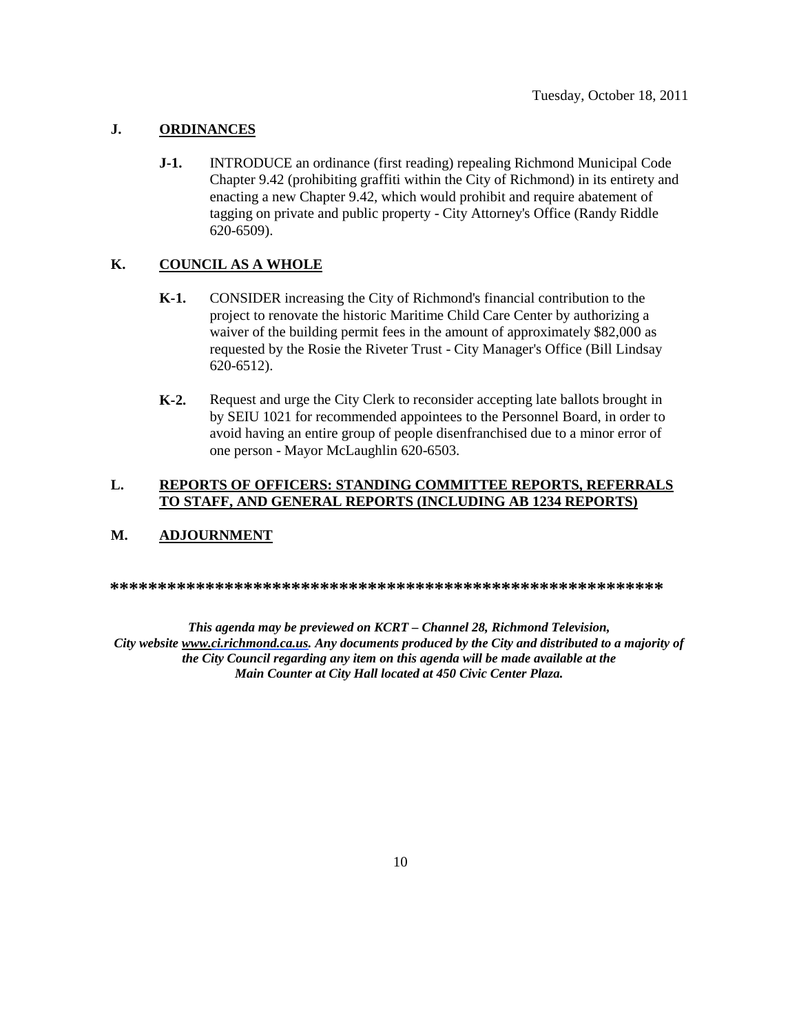Tuesday, October 18, 2011

## J. ORDINANCES

**J-1.** INTRODUCE an ordinance (first reading) repealing Richmond Municipal Code Chapter 9.42 (prohibiting graffiti within the City of Richmond) in its entirety and enacting a new Chapter 9.42, which would prohibit and require abatement of tagging on private and public property - City Attorney's Office (Randy Riddle 620-6509).

## K. COUNCIL AS A WHOLE

**K-1.** CONSIDER increasing the City of Richmond's financial contribution to the project to renovate the historic Maritime Child Care Center by authorizing a waiver of the building permit fees in the amount of approximately $82,000 as requested by the Rosie the Riveter Trust - City Manager's Office (Bill Lindsay 620-6512).

**K-2.** Request and urge the City Clerk to reconsider accepting late ballots brought in by SEIU 1021 for recommended appointees to the Personnel Board, in order to avoid having an entire group of people disenfranchised due to a minor error of one person - Mayor McLaughlin 620-6503.

## L. REPORTS OF OFFICERS: STANDING COMMITTEE REPORTS, REFERRALS TO STAFF, AND GENERAL REPORTS (INCLUDING AB 1234 REPORTS)

## M. ADJOURNMENT

**************************************************************

***This agenda may be previewed on KCRT – Channel 28, Richmond Television, City website www.ci.richmond.ca.us. Any documents produced by the City and distributed to a majority of the City Council regarding any item on this agenda will be made available at the Main Counter at City Hall located at 450 Civic Center Plaza.***